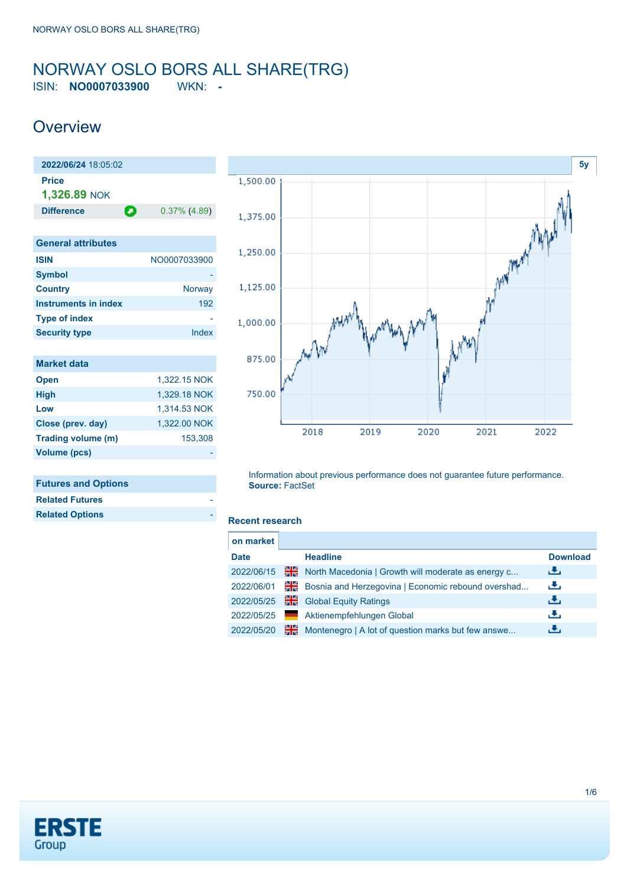# NORWAY OSLO BORS ALL SHARE(TRG)

ISIN: **NO0007033900** WKN: **-**

## Overview

| **2022/06/24** 18:05:02 | |
|---|---|
| **Price** | |
| **1,326.89** NOK | |
| **Difference** | 0.37% (4.89) |

| General attributes | |
|---|---|
| **ISIN** | NO0007033900 |
| **Symbol** | - |
| **Country** | Norway |
| **Instruments in index** | 192 |
| **Type of index** | - |
| **Security type** | Index |

| Market data | |
|---|---|
| **Open** | 1,322.15 NOK |
| **High** | 1,329.18 NOK |
| **Low** | 1,314.53 NOK |
| **Close (prev. day)** | 1,322.00 NOK |
| **Trading volume (m)** | 153,308 |
| **Volume (pcs)** | - |

| Futures and Options | |
|---|---|
| **Related Futures** | - |
| **Related Options** | - |

Information about previous performance does not guarantee future performance.
**Source:** FactSet

### Recent research

on market

| Date | | Headline | Download |
|---|---|---|---|
| 2022/06/15 | | North Macedonia \| Growth will moderate as energy c... | |
| 2022/06/01 | | Bosnia and Herzegovina \| Economic rebound overshad... | |
| 2022/05/25 | | Global Equity Ratings | |
| 2022/05/25 | | Aktienempfehlungen Global | |
| 2022/05/20 | | Montenegro \| A lot of question marks but few answe... | |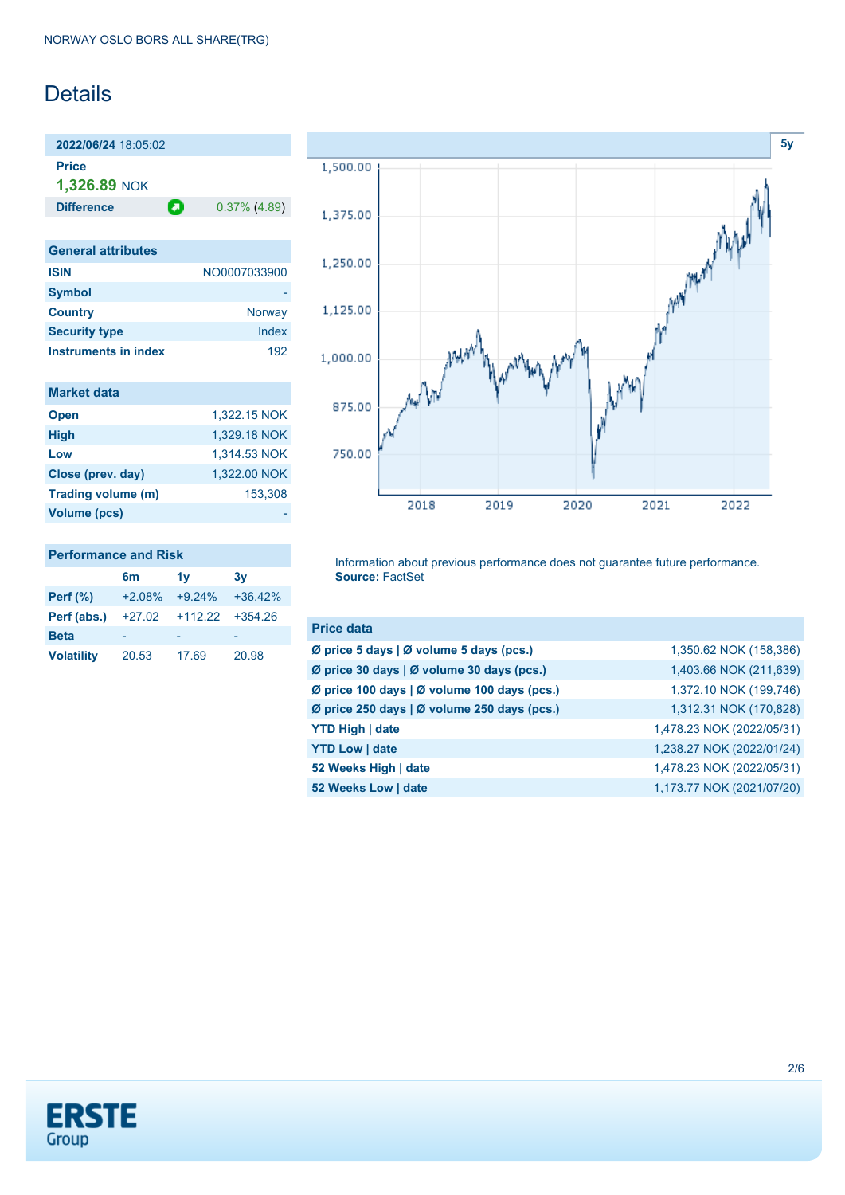NORWAY OSLO BORS ALL SHARE(TRG)

# Details

**2022/06/24** 18:05:02

**Price**

**1,326.89** NOK

| **Difference** | 0.37% (4.89) |
|---|---|

## General attributes

| | |
|---|---|
| **ISIN** | NO0007033900 |
| **Symbol** | - |
| **Country** | Norway |
| **Security type** | Index |
| **Instruments in index** | 192 |

## Market data

| | |
|---|---|
| **Open** | 1,322.15 NOK |
| **High** | 1,329.18 NOK |
| **Low** | 1,314.53 NOK |
| **Close (prev. day)** | 1,322.00 NOK |
| **Trading volume (m)** | 153,308 |
| **Volume (pcs)** | - |

## Performance and Risk

| | 6m | 1y | 3y |
|---|---|---|---|
| **Perf (%)** | +2.08% | +9.24% | +36.42% |
| **Perf (abs.)** | +27.02 | +112.22 | +354.26 |
| **Beta** | - | - | - |
| **Volatility** | 20.53 | 17.69 | 20.98 |

Information about previous performance does not guarantee future performance.
**Source:** FactSet

## Price data

| | |
|---|---|
| **Ø price 5 days \| Ø volume 5 days (pcs.)** | 1,350.62 NOK (158,386) |
| **Ø price 30 days \| Ø volume 30 days (pcs.)** | 1,403.66 NOK (211,639) |
| **Ø price 100 days \| Ø volume 100 days (pcs.)** | 1,372.10 NOK (199,746) |
| **Ø price 250 days \| Ø volume 250 days (pcs.)** | 1,312.31 NOK (170,828) |
| **YTD High \| date** | 1,478.23 NOK (2022/05/31) |
| **YTD Low \| date** | 1,238.27 NOK (2022/01/24) |
| **52 Weeks High \| date** | 1,478.23 NOK (2022/05/31) |
| **52 Weeks Low \| date** | 1,173.77 NOK (2021/07/20) |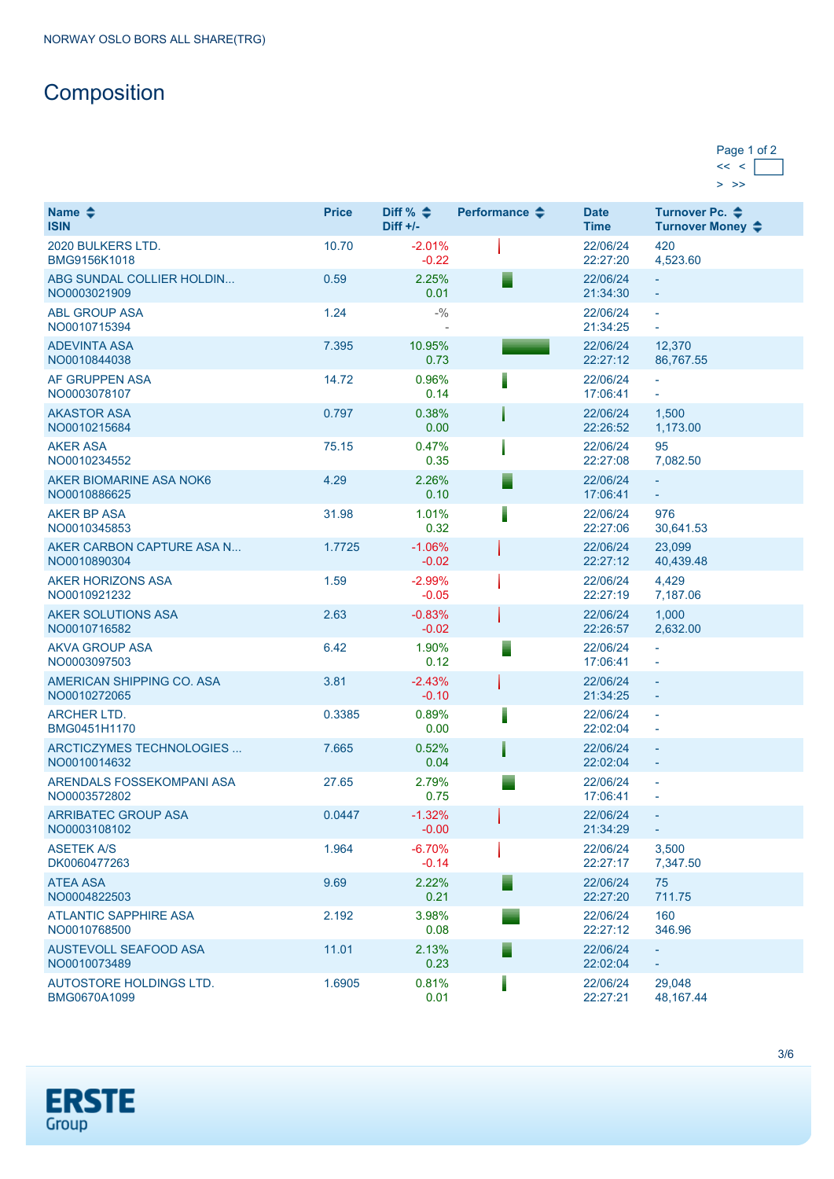NORWAY OSLO BORS ALL SHARE(TRG)

# Composition

Page 1 of 2

| Name<br>ISIN | Price | Diff %<br>Diff +/- | Performance | Date<br>Time | Turnover Pc.<br>Turnover Money |
|---|---|---|---|---|---|
| 2020 BULKERS LTD.<br>BMG9156K1018 | 10.70 | -2.01%<br>-0.22 | | 22/06/24<br>22:27:20 | 420<br>4,523.60 |
| ABG SUNDAL COLLIER HOLDIN...<br>NO0003021909 | 0.59 | 2.25%<br>0.01 | | 22/06/24<br>21:34:30 | -<br>- |
| ABL GROUP ASA<br>NO0010715394 | 1.24 | -%<br>- | | 22/06/24<br>21:34:25 | -<br>- |
| ADEVINTA ASA<br>NO0010844038 | 7.395 | 10.95%<br>0.73 | | 22/06/24<br>22:27:12 | 12,370<br>86,767.55 |
| AF GRUPPEN ASA<br>NO0003078107 | 14.72 | 0.96%<br>0.14 | | 22/06/24<br>17:06:41 | -<br>- |
| AKASTOR ASA<br>NO0010215684 | 0.797 | 0.38%<br>0.00 | | 22/06/24<br>22:26:52 | 1,500<br>1,173.00 |
| AKER ASA<br>NO0010234552 | 75.15 | 0.47%<br>0.35 | | 22/06/24<br>22:27:08 | 95<br>7,082.50 |
| AKER BIOMARINE ASA NOK6<br>NO0010886625 | 4.29 | 2.26%<br>0.10 | | 22/06/24<br>17:06:41 | -<br>- |
| AKER BP ASA<br>NO0010345853 | 31.98 | 1.01%<br>0.32 | | 22/06/24<br>22:27:06 | 976<br>30,641.53 |
| AKER CARBON CAPTURE ASA N...<br>NO0010890304 | 1.7725 | -1.06%<br>-0.02 | | 22/06/24<br>22:27:12 | 23,099<br>40,439.48 |
| AKER HORIZONS ASA<br>NO0010921232 | 1.59 | -2.99%<br>-0.05 | | 22/06/24<br>22:27:19 | 4,429<br>7,187.06 |
| AKER SOLUTIONS ASA<br>NO0010716582 | 2.63 | -0.83%<br>-0.02 | | 22/06/24<br>22:26:57 | 1,000<br>2,632.00 |
| AKVA GROUP ASA<br>NO0003097503 | 6.42 | 1.90%<br>0.12 | | 22/06/24<br>17:06:41 | -<br>- |
| AMERICAN SHIPPING CO. ASA<br>NO0010272065 | 3.81 | -2.43%<br>-0.10 | | 22/06/24<br>21:34:25 | -<br>- |
| ARCHER LTD.<br>BMG0451H1170 | 0.3385 | 0.89%<br>0.00 | | 22/06/24<br>22:02:04 | -<br>- |
| ARCTICZYMES TECHNOLOGIES ...<br>NO0010014632 | 7.665 | 0.52%<br>0.04 | | 22/06/24<br>22:02:04 | -<br>- |
| ARENDALS FOSSEKOMPANI ASA<br>NO0003572802 | 27.65 | 2.79%<br>0.75 | | 22/06/24<br>17:06:41 | -<br>- |
| ARRIBATEC GROUP ASA<br>NO0003108102 | 0.0447 | -1.32%<br>-0.00 | | 22/06/24<br>21:34:29 | -<br>- |
| ASETEK A/S<br>DK0060477263 | 1.964 | -6.70%<br>-0.14 | | 22/06/24<br>22:27:17 | 3,500<br>7,347.50 |
| ATEA ASA<br>NO0004822503 | 9.69 | 2.22%<br>0.21 | | 22/06/24<br>22:27:20 | 75<br>711.75 |
| ATLANTIC SAPPHIRE ASA<br>NO0010768500 | 2.192 | 3.98%<br>0.08 | | 22/06/24<br>22:27:12 | 160<br>346.96 |
| AUSTEVOLL SEAFOOD ASA<br>NO0010073489 | 11.01 | 2.13%<br>0.23 | | 22/06/24<br>22:02:04 | -<br>- |
| AUTOSTORE HOLDINGS LTD.<br>BMG0670A1099 | 1.6905 | 0.81%<br>0.01 | | 22/06/24<br>22:27:21 | 29,048<br>48,167.44 |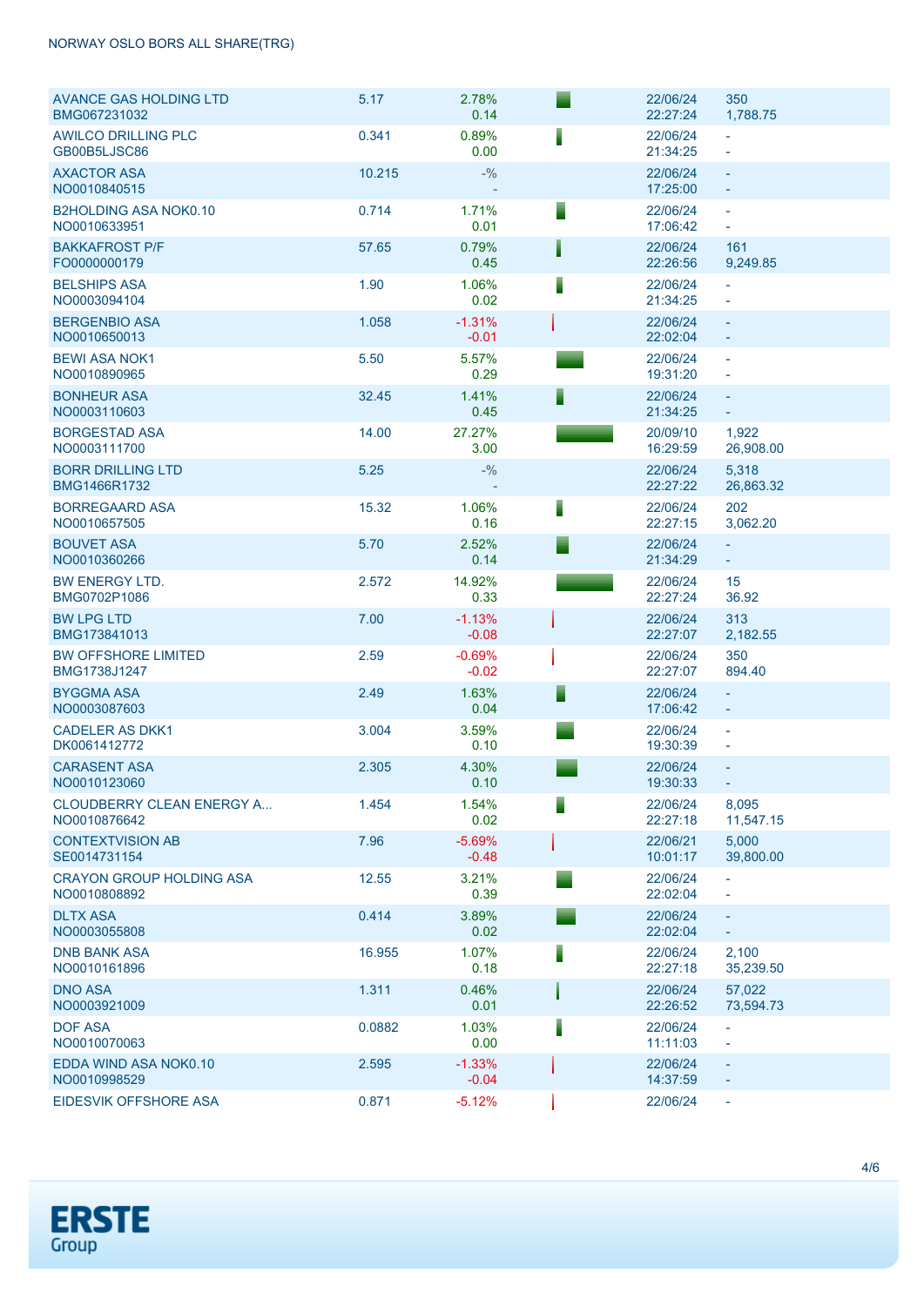NORWAY OSLO BORS ALL SHARE(TRG)

| Name / ISIN | Price | Change % / Change | | Date / Time | Volume / Turnover |
|---|---|---|---|---|---|
| AVANCE GAS HOLDING LTD<br>BMG067231032 | 5.17 | 2.78%<br>0.14 | | 22/06/24<br>22:27:24 | 350<br>1,788.75 |
| AWILCO DRILLING PLC<br>GB00B5LJSC86 | 0.341 | 0.89%<br>0.00 | | 22/06/24<br>21:34:25 | -<br>- |
| AXACTOR ASA<br>NO0010840515 | 10.215 | -%<br>- | | 22/06/24<br>17:25:00 | -<br>- |
| B2HOLDING ASA NOK0.10<br>NO0010633951 | 0.714 | 1.71%<br>0.01 | | 22/06/24<br>17:06:42 | -<br>- |
| BAKKAFROST P/F<br>FO0000000179 | 57.65 | 0.79%<br>0.45 | | 22/06/24<br>22:26:56 | 161<br>9,249.85 |
| BELSHIPS ASA<br>NO0003094104 | 1.90 | 1.06%<br>0.02 | | 22/06/24<br>21:34:25 | -<br>- |
| BERGENBIO ASA<br>NO0010650013 | 1.058 | -1.31%<br>-0.01 | | 22/06/24<br>22:02:04 | -<br>- |
| BEWI ASA NOK1<br>NO0010890965 | 5.50 | 5.57%<br>0.29 | | 22/06/24<br>19:31:20 | -<br>- |
| BONHEUR ASA<br>NO0003110603 | 32.45 | 1.41%<br>0.45 | | 22/06/24<br>21:34:25 | -<br>- |
| BORGESTAD ASA<br>NO0003111700 | 14.00 | 27.27%<br>3.00 | | 20/09/10<br>16:29:59 | 1,922<br>26,908.00 |
| BORR DRILLING LTD<br>BMG1466R1732 | 5.25 | -%<br>- | | 22/06/24<br>22:27:22 | 5,318<br>26,863.32 |
| BORREGAARD ASA<br>NO0010657505 | 15.32 | 1.06%<br>0.16 | | 22/06/24<br>22:27:15 | 202<br>3,062.20 |
| BOUVET ASA<br>NO0010360266 | 5.70 | 2.52%<br>0.14 | | 22/06/24<br>21:34:29 | -<br>- |
| BW ENERGY LTD.<br>BMG0702P1086 | 2.572 | 14.92%<br>0.33 | | 22/06/24<br>22:27:24 | 15<br>36.92 |
| BW LPG LTD<br>BMG173841013 | 7.00 | -1.13%<br>-0.08 | | 22/06/24<br>22:27:07 | 313<br>2,182.55 |
| BW OFFSHORE LIMITED<br>BMG1738J1247 | 2.59 | -0.69%<br>-0.02 | | 22/06/24<br>22:27:07 | 350<br>894.40 |
| BYGGMA ASA<br>NO0003087603 | 2.49 | 1.63%<br>0.04 | | 22/06/24<br>17:06:42 | -<br>- |
| CADELER AS DKK1<br>DK0061412772 | 3.004 | 3.59%<br>0.10 | | 22/06/24<br>19:30:39 | -<br>- |
| CARASENT ASA<br>NO0010123060 | 2.305 | 4.30%<br>0.10 | | 22/06/24<br>19:30:33 | -<br>- |
| CLOUDBERRY CLEAN ENERGY A...<br>NO0010876642 | 1.454 | 1.54%<br>0.02 | | 22/06/24<br>22:27:18 | 8,095<br>11,547.15 |
| CONTEXTVISION AB<br>SE0014731154 | 7.96 | -5.69%<br>-0.48 | | 22/06/21<br>10:01:17 | 5,000<br>39,800.00 |
| CRAYON GROUP HOLDING ASA<br>NO0010808892 | 12.55 | 3.21%<br>0.39 | | 22/06/24<br>22:02:04 | -<br>- |
| DLTX ASA<br>NO0003055808 | 0.414 | 3.89%<br>0.02 | | 22/06/24<br>22:02:04 | -<br>- |
| DNB BANK ASA<br>NO0010161896 | 16.955 | 1.07%<br>0.18 | | 22/06/24<br>22:27:18 | 2,100<br>35,239.50 |
| DNO ASA<br>NO0003921009 | 1.311 | 0.46%<br>0.01 | | 22/06/24<br>22:26:52 | 57,022<br>73,594.73 |
| DOF ASA<br>NO0010070063 | 0.0882 | 1.03%<br>0.00 | | 22/06/24<br>11:11:03 | -<br>- |
| EDDA WIND ASA NOK0.10<br>NO0010998529 | 2.595 | -1.33%<br>-0.04 | | 22/06/24<br>14:37:59 | -<br>- |
| EIDESVIK OFFSHORE ASA | 0.871 | -5.12% | | 22/06/24 | - |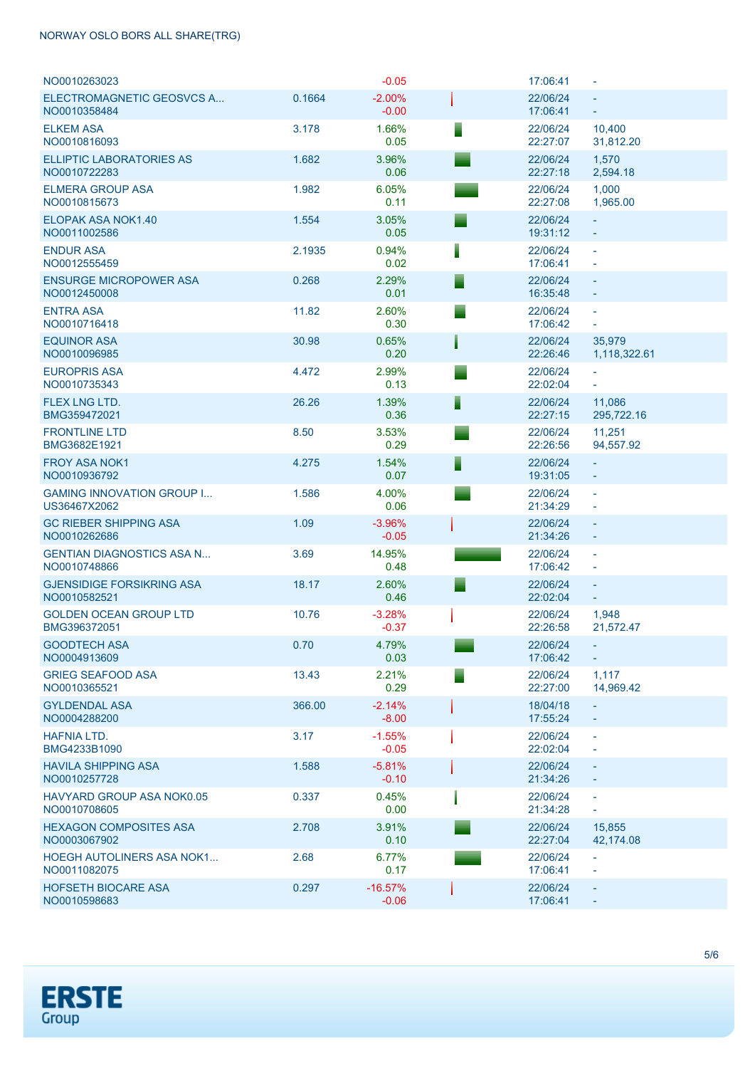NORWAY OSLO BORS ALL SHARE(TRG)

| Name / ISIN | Last | Change % / Change | Date / Time | Volume / Turnover |
|---|---|---|---|---|
| NO0010263023 | | -0.05 | 17:06:41 | - |
| ELECTROMAGNETIC GEOSVCS A... NO0010358484 | 0.1664 | -2.00% -0.00 | 22/06/24 17:06:41 | - - |
| ELKEM ASA NO0010816093 | 3.178 | 1.66% 0.05 | 22/06/24 22:27:07 | 10,400 31,812.20 |
| ELLIPTIC LABORATORIES AS NO0010722283 | 1.682 | 3.96% 0.06 | 22/06/24 22:27:18 | 1,570 2,594.18 |
| ELMERA GROUP ASA NO0010815673 | 1.982 | 6.05% 0.11 | 22/06/24 22:27:08 | 1,000 1,965.00 |
| ELOPAK ASA NOK1.40 NO0011002586 | 1.554 | 3.05% 0.05 | 22/06/24 19:31:12 | - - |
| ENDUR ASA NO0012555459 | 2.1935 | 0.94% 0.02 | 22/06/24 17:06:41 | - - |
| ENSURGE MICROPOWER ASA NO0012450008 | 0.268 | 2.29% 0.01 | 22/06/24 16:35:48 | - - |
| ENTRA ASA NO0010716418 | 11.82 | 2.60% 0.30 | 22/06/24 17:06:42 | - - |
| EQUINOR ASA NO0010096985 | 30.98 | 0.65% 0.20 | 22/06/24 22:26:46 | 35,979 1,118,322.61 |
| EUROPRIS ASA NO0010735343 | 4.472 | 2.99% 0.13 | 22/06/24 22:02:04 | - - |
| FLEX LNG LTD. BMG359472021 | 26.26 | 1.39% 0.36 | 22/06/24 22:27:15 | 11,086 295,722.16 |
| FRONTLINE LTD BMG3682E1921 | 8.50 | 3.53% 0.29 | 22/06/24 22:26:56 | 11,251 94,557.92 |
| FROY ASA NOK1 NO0010936792 | 4.275 | 1.54% 0.07 | 22/06/24 19:31:05 | - - |
| GAMING INNOVATION GROUP I... US36467X2062 | 1.586 | 4.00% 0.06 | 22/06/24 21:34:29 | - - |
| GC RIEBER SHIPPING ASA NO0010262686 | 1.09 | -3.96% -0.05 | 22/06/24 21:34:26 | - - |
| GENTIAN DIAGNOSTICS ASA N... NO0010748866 | 3.69 | 14.95% 0.48 | 22/06/24 17:06:42 | - - |
| GJENSIDIGE FORSIKRING ASA NO0010582521 | 18.17 | 2.60% 0.46 | 22/06/24 22:02:04 | - - |
| GOLDEN OCEAN GROUP LTD BMG396372051 | 10.76 | -3.28% -0.37 | 22/06/24 22:26:58 | 1,948 21,572.47 |
| GOODTECH ASA NO0004913609 | 0.70 | 4.79% 0.03 | 22/06/24 17:06:42 | - - |
| GRIEG SEAFOOD ASA NO0010365521 | 13.43 | 2.21% 0.29 | 22/06/24 22:27:00 | 1,117 14,969.42 |
| GYLDENDAL ASA NO0004288200 | 366.00 | -2.14% -8.00 | 18/04/18 17:55:24 | - - |
| HAFNIA LTD. BMG4233B1090 | 3.17 | -1.55% -0.05 | 22/06/24 22:02:04 | - - |
| HAVILA SHIPPING ASA NO0010257728 | 1.588 | -5.81% -0.10 | 22/06/24 21:34:26 | - - |
| HAVYARD GROUP ASA NOK0.05 NO0010708605 | 0.337 | 0.45% 0.00 | 22/06/24 21:34:28 | - - |
| HEXAGON COMPOSITES ASA NO0003067902 | 2.708 | 3.91% 0.10 | 22/06/24 22:27:04 | 15,855 42,174.08 |
| HOEGH AUTOLINERS ASA NOK1... NO0011082075 | 2.68 | 6.77% 0.17 | 22/06/24 17:06:41 | - - |
| HOFSETH BIOCARE ASA NO0010598683 | 0.297 | -16.57% -0.06 | 22/06/24 17:06:41 | - - |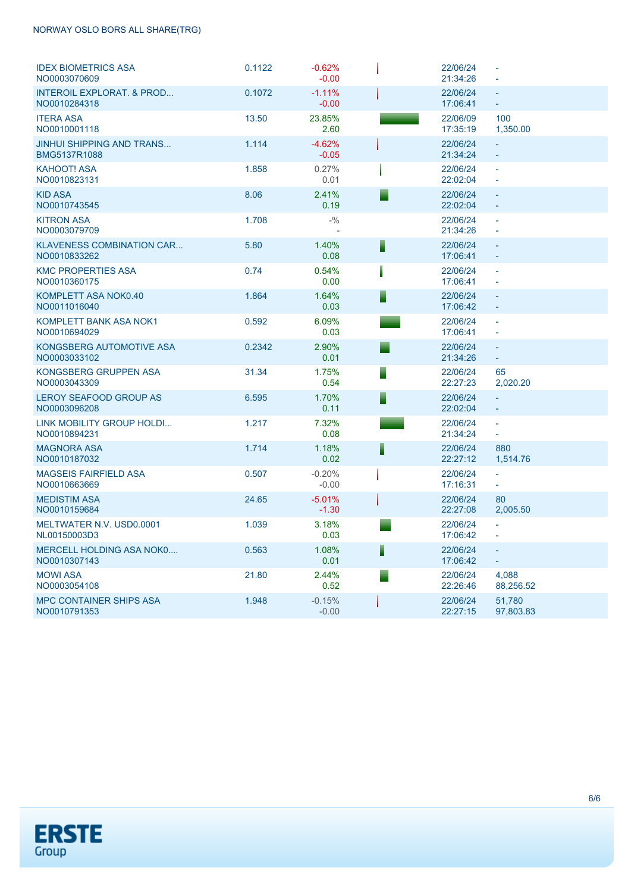NORWAY OSLO BORS ALL SHARE(TRG)

| | | | | | |
|---|---|---|---|---|---|
| IDEX BIOMETRICS ASA<br>NO0003070609 | 0.1122 | -0.62%<br>-0.00 | | 22/06/24<br>21:34:26 | -<br>- |
| INTEROIL EXPLORAT. & PROD...<br>NO0010284318 | 0.1072 | -1.11%<br>-0.00 | | 22/06/24<br>17:06:41 | -<br>- |
| ITERA ASA<br>NO0010001118 | 13.50 | 23.85%<br>2.60 | | 22/06/09<br>17:35:19 | 100<br>1,350.00 |
| JINHUI SHIPPING AND TRANS...<br>BMG5137R1088 | 1.114 | -4.62%<br>-0.05 | | 22/06/24<br>21:34:24 | -<br>- |
| KAHOOT! ASA<br>NO0010823131 | 1.858 | 0.27%<br>0.01 | | 22/06/24<br>22:02:04 | -<br>- |
| KID ASA<br>NO0010743545 | 8.06 | 2.41%<br>0.19 | | 22/06/24<br>22:02:04 | -<br>- |
| KITRON ASA<br>NO0003079709 | 1.708 | -%<br>- | | 22/06/24<br>21:34:26 | -<br>- |
| KLAVENESS COMBINATION CAR...<br>NO0010833262 | 5.80 | 1.40%<br>0.08 | | 22/06/24<br>17:06:41 | -<br>- |
| KMC PROPERTIES ASA<br>NO0010360175 | 0.74 | 0.54%<br>0.00 | | 22/06/24<br>17:06:41 | -<br>- |
| KOMPLETT ASA NOK0.40<br>NO0011016040 | 1.864 | 1.64%<br>0.03 | | 22/06/24<br>17:06:42 | -<br>- |
| KOMPLETT BANK ASA NOK1<br>NO0010694029 | 0.592 | 6.09%<br>0.03 | | 22/06/24<br>17:06:41 | -<br>- |
| KONGSBERG AUTOMOTIVE ASA<br>NO0003033102 | 0.2342 | 2.90%<br>0.01 | | 22/06/24<br>21:34:26 | -<br>- |
| KONGSBERG GRUPPEN ASA<br>NO0003043309 | 31.34 | 1.75%<br>0.54 | | 22/06/24<br>22:27:23 | 65<br>2,020.20 |
| LEROY SEAFOOD GROUP AS<br>NO0003096208 | 6.595 | 1.70%<br>0.11 | | 22/06/24<br>22:02:04 | -<br>- |
| LINK MOBILITY GROUP HOLDI...<br>NO0010894231 | 1.217 | 7.32%<br>0.08 | | 22/06/24<br>21:34:24 | -<br>- |
| MAGNORA ASA<br>NO0010187032 | 1.714 | 1.18%<br>0.02 | | 22/06/24<br>22:27:12 | 880<br>1,514.76 |
| MAGSEIS FAIRFIELD ASA<br>NO0010663669 | 0.507 | -0.20%<br>-0.00 | | 22/06/24<br>17:16:31 | -<br>- |
| MEDISTIM ASA<br>NO0010159684 | 24.65 | -5.01%<br>-1.30 | | 22/06/24<br>22:27:08 | 80<br>2,005.50 |
| MELTWATER N.V. USD0.0001<br>NL00150003D3 | 1.039 | 3.18%<br>0.03 | | 22/06/24<br>17:06:42 | -<br>- |
| MERCELL HOLDING ASA NOK0....<br>NO0010307143 | 0.563 | 1.08%<br>0.01 | | 22/06/24<br>17:06:42 | -<br>- |
| MOWI ASA<br>NO0003054108 | 21.80 | 2.44%<br>0.52 | | 22/06/24<br>22:26:46 | 4,088<br>88,256.52 |
| MPC CONTAINER SHIPS ASA<br>NO0010791353 | 1.948 | -0.15%<br>-0.00 | | 22/06/24<br>22:27:15 | 51,780<br>97,803.83 |

ERSTE Group